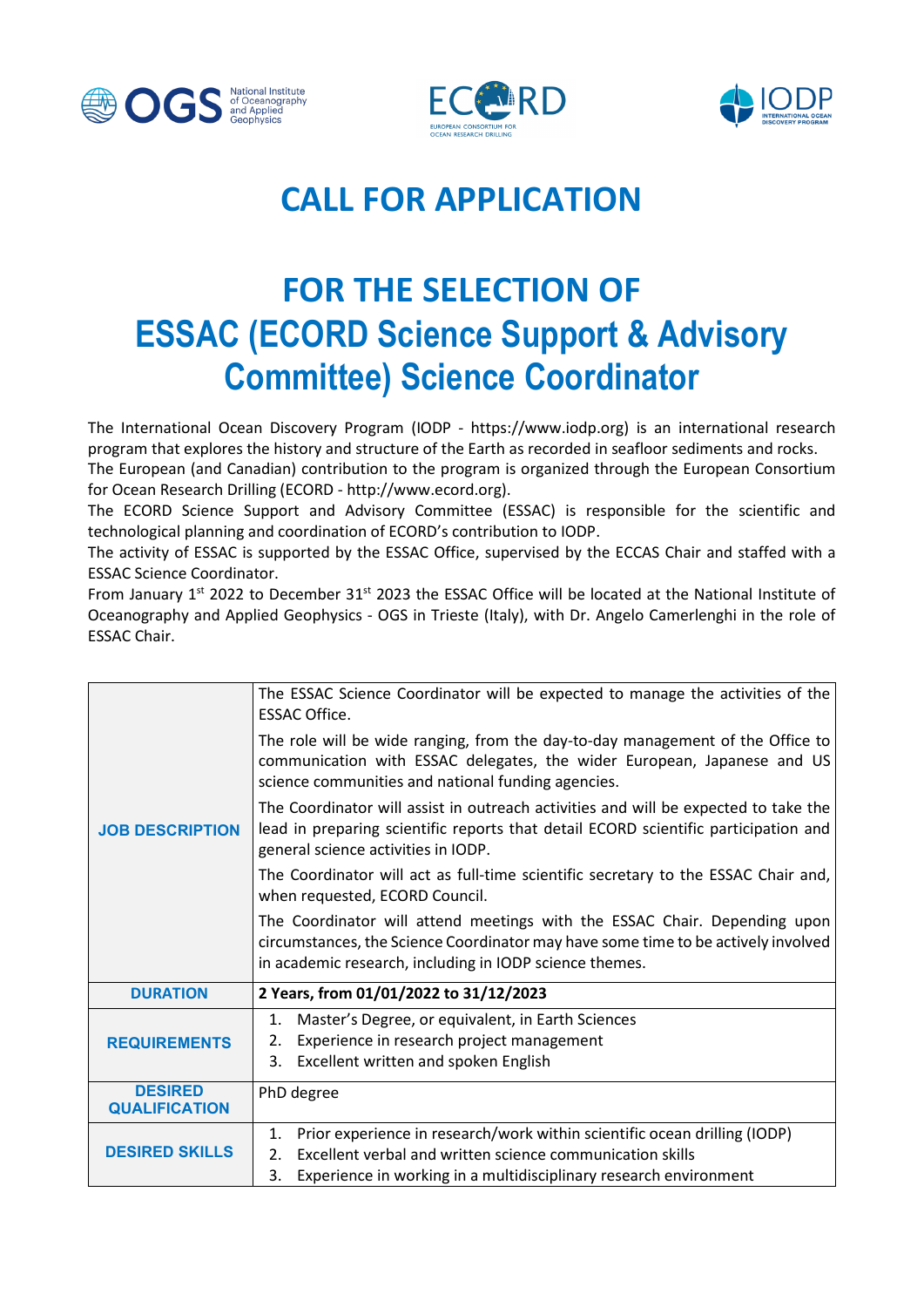# CALL FOR APPLICATION

# FOR THE SELECTION OF ESSAC (ECORD Science Support & Advisory Committee) Science Coordinator

The International Ocean Discovery Program (IODP - https://www.iodp.org) is an international research program that explores the history and structure of the Earth as recorded in seafloor sediments and rocks.
The European (and Canadian) contribution to the program is organized through the European Consortium for Ocean Research Drilling (ECORD - http://www.ecord.org).
The ECORD Science Support and Advisory Committee (ESSAC) is responsible for the scientific and technological planning and coordination of ECORD's contribution to IODP.
The activity of ESSAC is supported by the ESSAC Office, supervised by the ECCAS Chair and staffed with a ESSAC Science Coordinator.
From January 1st 2022 to December 31st 2023 the ESSAC Office will be located at the National Institute of Oceanography and Applied Geophysics - OGS in Trieste (Italy), with Dr. Angelo Camerlenghi in the role of ESSAC Chair.

| | |
|---|---|
| **JOB DESCRIPTION** | The ESSAC Science Coordinator will be expected to manage the activities of the ESSAC Office.<br><br>The role will be wide ranging, from the day-to-day management of the Office to communication with ESSAC delegates, the wider European, Japanese and US science communities and national funding agencies.<br><br>The Coordinator will assist in outreach activities and will be expected to take the lead in preparing scientific reports that detail ECORD scientific participation and general science activities in IODP.<br><br>The Coordinator will act as full-time scientific secretary to the ESSAC Chair and, when requested, ECORD Council.<br><br>The Coordinator will attend meetings with the ESSAC Chair. Depending upon circumstances, the Science Coordinator may have some time to be actively involved in academic research, including in IODP science themes. |
| **DURATION** | **2 Years, from 01/01/2022 to 31/12/2023** |
| **REQUIREMENTS** | 1. Master's Degree, or equivalent, in Earth Sciences<br>2. Experience in research project management<br>3. Excellent written and spoken English |
| **DESIRED QUALIFICATION** | PhD degree |
| **DESIRED SKILLS** | 1. Prior experience in research/work within scientific ocean drilling (IODP)<br>2. Excellent verbal and written science communication skills<br>3. Experience in working in a multidisciplinary research environment |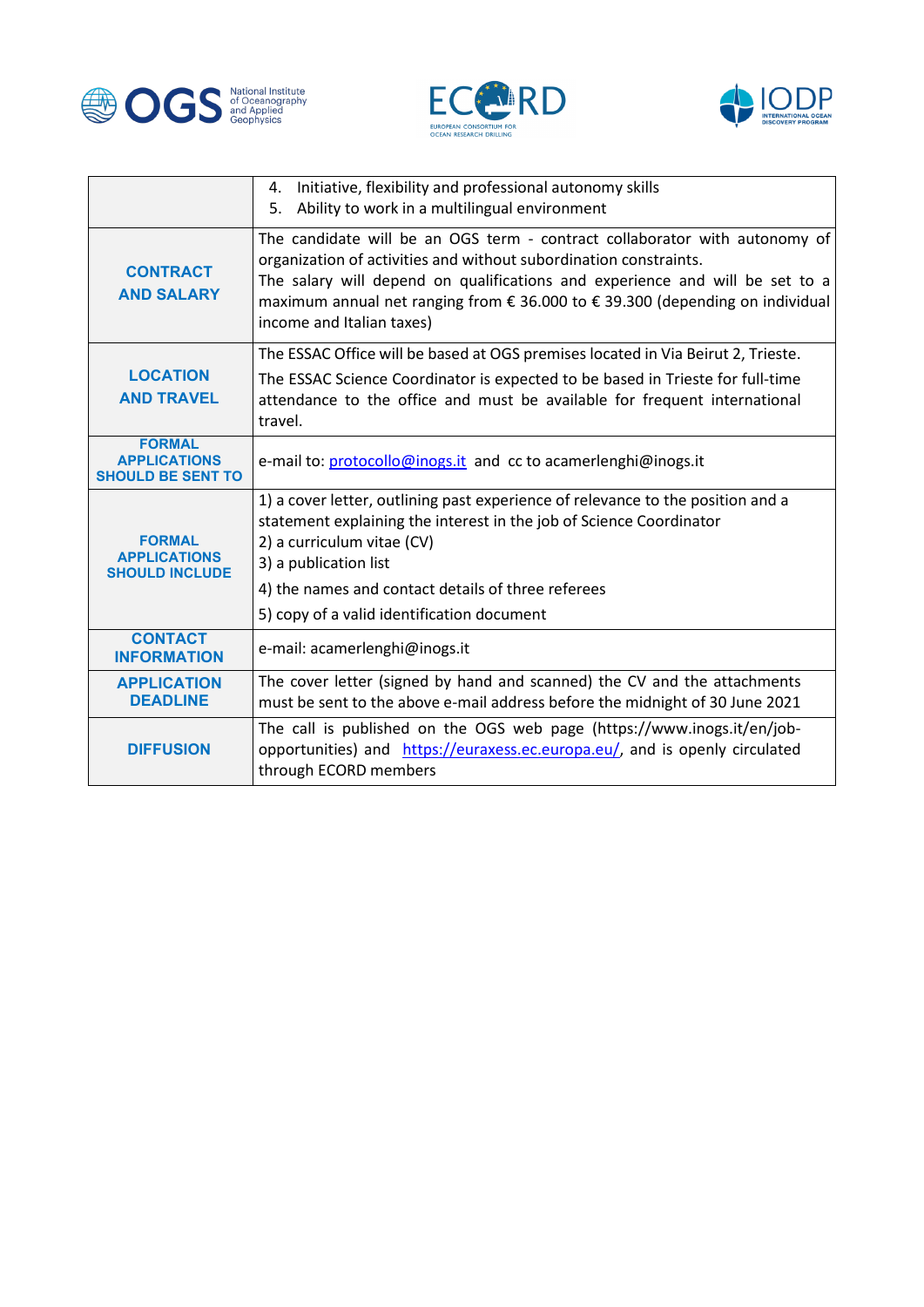| | |
|---|---|
| | 4. Initiative, flexibility and professional autonomy skills<br>5. Ability to work in a multilingual environment |
| **CONTRACT AND SALARY** | The candidate will be an OGS term - contract collaborator with autonomy of organization of activities and without subordination constraints.<br>The salary will depend on qualifications and experience and will be set to a maximum annual net ranging from € 36.000 to € 39.300 (depending on individual income and Italian taxes) |
| **LOCATION AND TRAVEL** | The ESSAC Office will be based at OGS premises located in Via Beirut 2, Trieste.<br>The ESSAC Science Coordinator is expected to be based in Trieste for full-time attendance to the office and must be available for frequent international travel. |
| **FORMAL APPLICATIONS SHOULD BE SENT TO** | e-mail to: protocollo@inogs.it and cc to acamerlenghi@inogs.it |
| **FORMAL APPLICATIONS SHOULD INCLUDE** | 1) a cover letter, outlining past experience of relevance to the position and a statement explaining the interest in the job of Science Coordinator<br>2) a curriculum vitae (CV)<br>3) a publication list<br>4) the names and contact details of three referees<br>5) copy of a valid identification document |
| **CONTACT INFORMATION** | e-mail: acamerlenghi@inogs.it |
| **APPLICATION DEADLINE** | The cover letter (signed by hand and scanned) the CV and the attachments must be sent to the above e-mail address before the midnight of 30 June 2021 |
| **DIFFUSION** | The call is published on the OGS web page (https://www.inogs.it/en/job-opportunities) and https://euraxess.ec.europa.eu/, and is openly circulated through ECORD members |